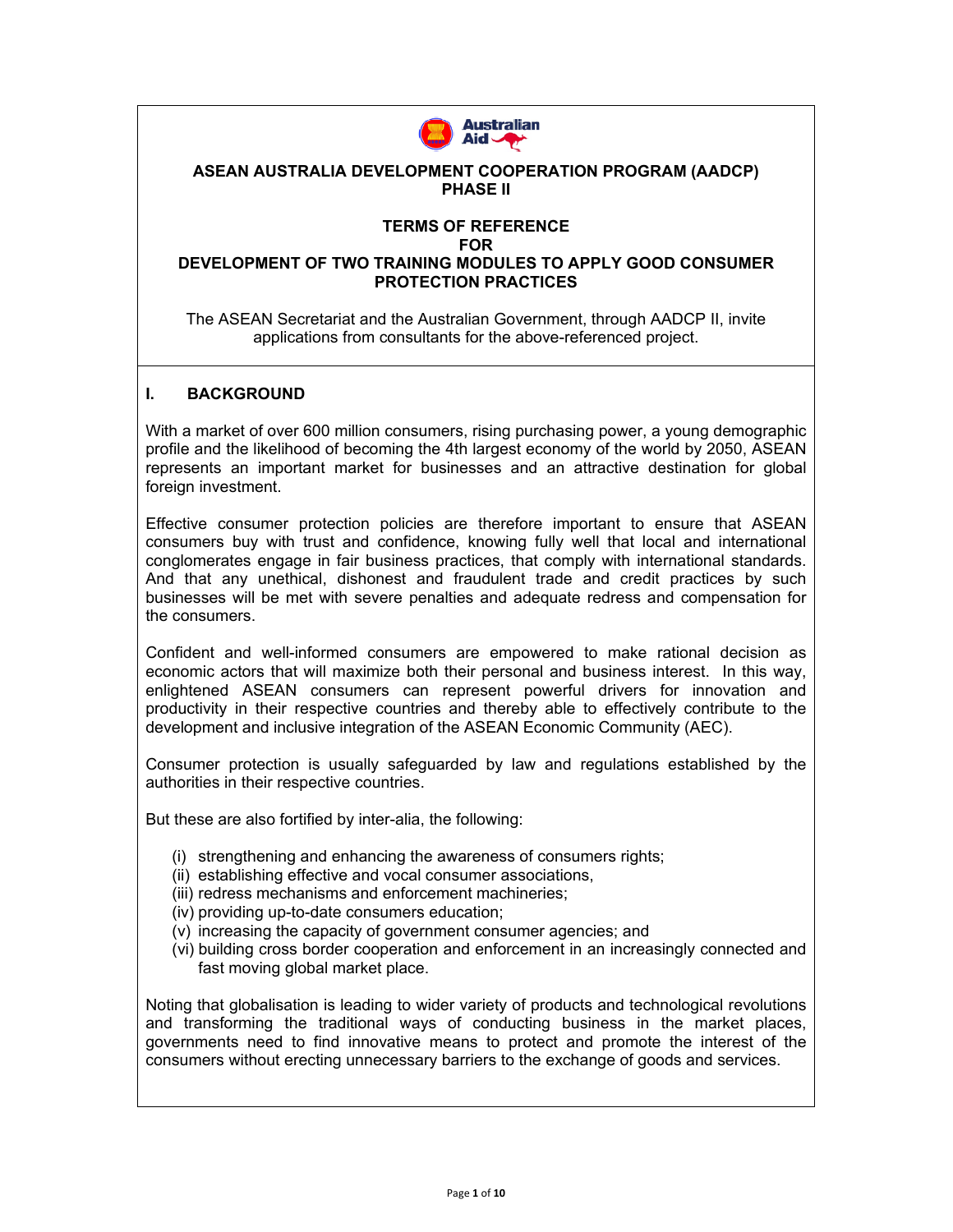# ASEAN AUSTRALIA DEVELOPMENT COOPERATION PROGRAM (AADCP) PHASE II

## TERMS OF REFERENCE FOR DEVELOPMENT OF TWO TRAINING MODULES TO APPLY GOOD CONSUMER PROTECTION PRACTICES

The ASEAN Secretariat and the Australian Government, through AADCP II, invite applications from consultants for the above-referenced project.

## I. BACKGROUND

With a market of over 600 million consumers, rising purchasing power, a young demographic profile and the likelihood of becoming the 4th largest economy of the world by 2050, ASEAN represents an important market for businesses and an attractive destination for global foreign investment.

Effective consumer protection policies are therefore important to ensure that ASEAN consumers buy with trust and confidence, knowing fully well that local and international conglomerates engage in fair business practices, that comply with international standards. And that any unethical, dishonest and fraudulent trade and credit practices by such businesses will be met with severe penalties and adequate redress and compensation for the consumers.

Confident and well-informed consumers are empowered to make rational decision as economic actors that will maximize both their personal and business interest. In this way, enlightened ASEAN consumers can represent powerful drivers for innovation and productivity in their respective countries and thereby able to effectively contribute to the development and inclusive integration of the ASEAN Economic Community (AEC).

Consumer protection is usually safeguarded by law and regulations established by the authorities in their respective countries.

But these are also fortified by inter-alia, the following:

- (i) strengthening and enhancing the awareness of consumers rights;
- (ii) establishing effective and vocal consumer associations,
- (iii) redress mechanisms and enforcement machineries;
- (iv) providing up-to-date consumers education;
- (v) increasing the capacity of government consumer agencies; and
- (vi) building cross border cooperation and enforcement in an increasingly connected and fast moving global market place.

Noting that globalisation is leading to wider variety of products and technological revolutions and transforming the traditional ways of conducting business in the market places, governments need to find innovative means to protect and promote the interest of the consumers without erecting unnecessary barriers to the exchange of goods and services.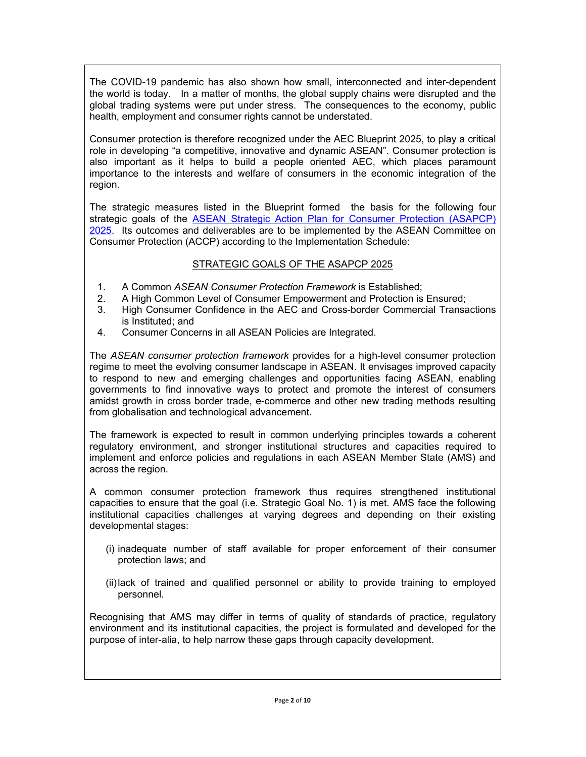The COVID-19 pandemic has also shown how small, interconnected and inter-dependent the world is today. In a matter of months, the global supply chains were disrupted and the global trading systems were put under stress. The consequences to the economy, public health, employment and consumer rights cannot be understated.

Consumer protection is therefore recognized under the AEC Blueprint 2025, to play a critical role in developing "a competitive, innovative and dynamic ASEAN". Consumer protection is also important as it helps to build a people oriented AEC, which places paramount importance to the interests and welfare of consumers in the economic integration of the region.

The strategic measures listed in the Blueprint formed the basis for the following four strategic goals of the [ASEAN Strategic Action Plan for Consumer Protection (ASAPCP) 2025](). Its outcomes and deliverables are to be implemented by the ASEAN Committee on Consumer Protection (ACCP) according to the Implementation Schedule:

<u>STRATEGIC GOALS OF THE ASAPCP 2025</u>

1. A Common *ASEAN Consumer Protection Framework* is Established;
2. A High Common Level of Consumer Empowerment and Protection is Ensured;
3. High Consumer Confidence in the AEC and Cross-border Commercial Transactions is Instituted; and
4. Consumer Concerns in all ASEAN Policies are Integrated.

The *ASEAN consumer protection framework* provides for a high-level consumer protection regime to meet the evolving consumer landscape in ASEAN. It envisages improved capacity to respond to new and emerging challenges and opportunities facing ASEAN, enabling governments to find innovative ways to protect and promote the interest of consumers amidst growth in cross border trade, e-commerce and other new trading methods resulting from globalisation and technological advancement.

The framework is expected to result in common underlying principles towards a coherent regulatory environment, and stronger institutional structures and capacities required to implement and enforce policies and regulations in each ASEAN Member State (AMS) and across the region.

A common consumer protection framework thus requires strengthened institutional capacities to ensure that the goal (i.e. Strategic Goal No. 1) is met. AMS face the following institutional capacities challenges at varying degrees and depending on their existing developmental stages:

(i) inadequate number of staff available for proper enforcement of their consumer protection laws; and

(ii) lack of trained and qualified personnel or ability to provide training to employed personnel.

Recognising that AMS may differ in terms of quality of standards of practice, regulatory environment and its institutional capacities, the project is formulated and developed for the purpose of inter-alia, to help narrow these gaps through capacity development.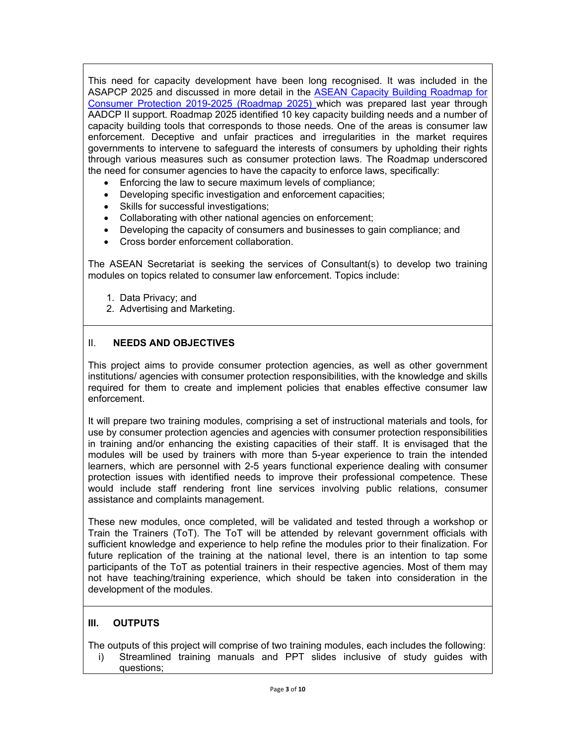This need for capacity development have been long recognised. It was included in the ASAPCP 2025 and discussed in more detail in the [ASEAN Capacity Building Roadmap for Consumer Protection 2019-2025 (Roadmap 2025)]() which was prepared last year through AADCP II support. Roadmap 2025 identified 10 key capacity building needs and a number of capacity building tools that corresponds to those needs. One of the areas is consumer law enforcement. Deceptive and unfair practices and irregularities in the market requires governments to intervene to safeguard the interests of consumers by upholding their rights through various measures such as consumer protection laws. The Roadmap underscored the need for consumer agencies to have the capacity to enforce laws, specifically:

- Enforcing the law to secure maximum levels of compliance;
- Developing specific investigation and enforcement capacities;
- Skills for successful investigations;
- Collaborating with other national agencies on enforcement;
- Developing the capacity of consumers and businesses to gain compliance; and
- Cross border enforcement collaboration.

The ASEAN Secretariat is seeking the services of Consultant(s) to develop two training modules on topics related to consumer law enforcement. Topics include:

1. Data Privacy; and
2. Advertising and Marketing.

## II. NEEDS AND OBJECTIVES

This project aims to provide consumer protection agencies, as well as other government institutions/ agencies with consumer protection responsibilities, with the knowledge and skills required for them to create and implement policies that enables effective consumer law enforcement.

It will prepare two training modules, comprising a set of instructional materials and tools, for use by consumer protection agencies and agencies with consumer protection responsibilities in training and/or enhancing the existing capacities of their staff. It is envisaged that the modules will be used by trainers with more than 5-year experience to train the intended learners, which are personnel with 2-5 years functional experience dealing with consumer protection issues with identified needs to improve their professional competence. These would include staff rendering front line services involving public relations, consumer assistance and complaints management.

These new modules, once completed, will be validated and tested through a workshop or Train the Trainers (ToT). The ToT will be attended by relevant government officials with sufficient knowledge and experience to help refine the modules prior to their finalization. For future replication of the training at the national level, there is an intention to tap some participants of the ToT as potential trainers in their respective agencies. Most of them may not have teaching/training experience, which should be taken into consideration in the development of the modules.

## III. OUTPUTS

The outputs of this project will comprise of two training modules, each includes the following:

i) Streamlined training manuals and PPT slides inclusive of study guides with questions;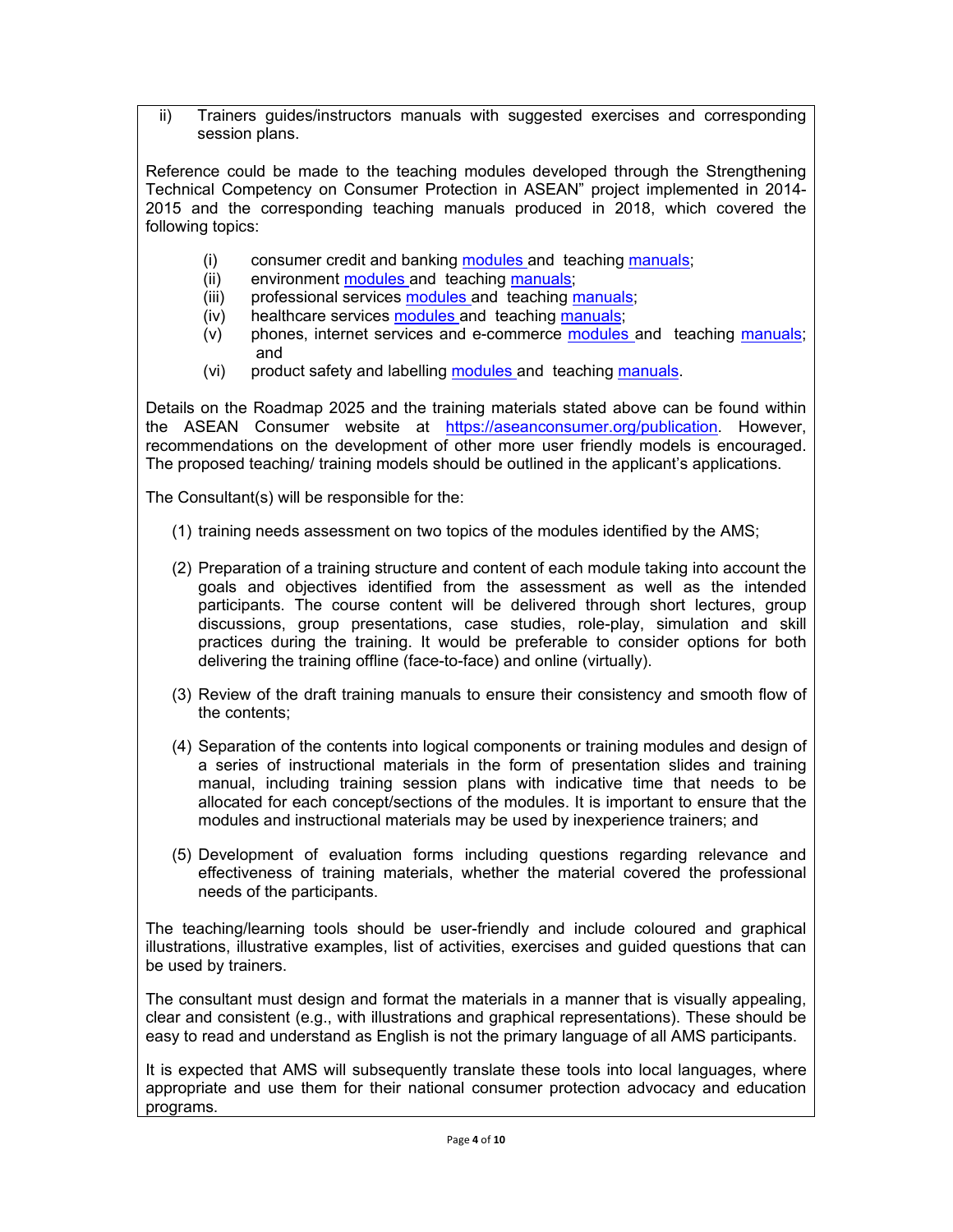ii) Trainers guides/instructors manuals with suggested exercises and corresponding session plans.

Reference could be made to the teaching modules developed through the Strengthening Technical Competency on Consumer Protection in ASEAN" project implemented in 2014-2015 and the corresponding teaching manuals produced in 2018, which covered the following topics:

(i) consumer credit and banking modules and teaching manuals;
(ii) environment modules and teaching manuals;
(iii) professional services modules and teaching manuals;
(iv) healthcare services modules and teaching manuals;
(v) phones, internet services and e-commerce modules and teaching manuals; and
(vi) product safety and labelling modules and teaching manuals.

Details on the Roadmap 2025 and the training materials stated above can be found within the ASEAN Consumer website at https://aseanconsumer.org/publication. However, recommendations on the development of other more user friendly models is encouraged. The proposed teaching/ training models should be outlined in the applicant's applications.

The Consultant(s) will be responsible for the:

(1) training needs assessment on two topics of the modules identified by the AMS;

(2) Preparation of a training structure and content of each module taking into account the goals and objectives identified from the assessment as well as the intended participants. The course content will be delivered through short lectures, group discussions, group presentations, case studies, role-play, simulation and skill practices during the training. It would be preferable to consider options for both delivering the training offline (face-to-face) and online (virtually).

(3) Review of the draft training manuals to ensure their consistency and smooth flow of the contents;

(4) Separation of the contents into logical components or training modules and design of a series of instructional materials in the form of presentation slides and training manual, including training session plans with indicative time that needs to be allocated for each concept/sections of the modules. It is important to ensure that the modules and instructional materials may be used by inexperience trainers; and

(5) Development of evaluation forms including questions regarding relevance and effectiveness of training materials, whether the material covered the professional needs of the participants.

The teaching/learning tools should be user-friendly and include coloured and graphical illustrations, illustrative examples, list of activities, exercises and guided questions that can be used by trainers.

The consultant must design and format the materials in a manner that is visually appealing, clear and consistent (e.g., with illustrations and graphical representations). These should be easy to read and understand as English is not the primary language of all AMS participants.

It is expected that AMS will subsequently translate these tools into local languages, where appropriate and use them for their national consumer protection advocacy and education programs.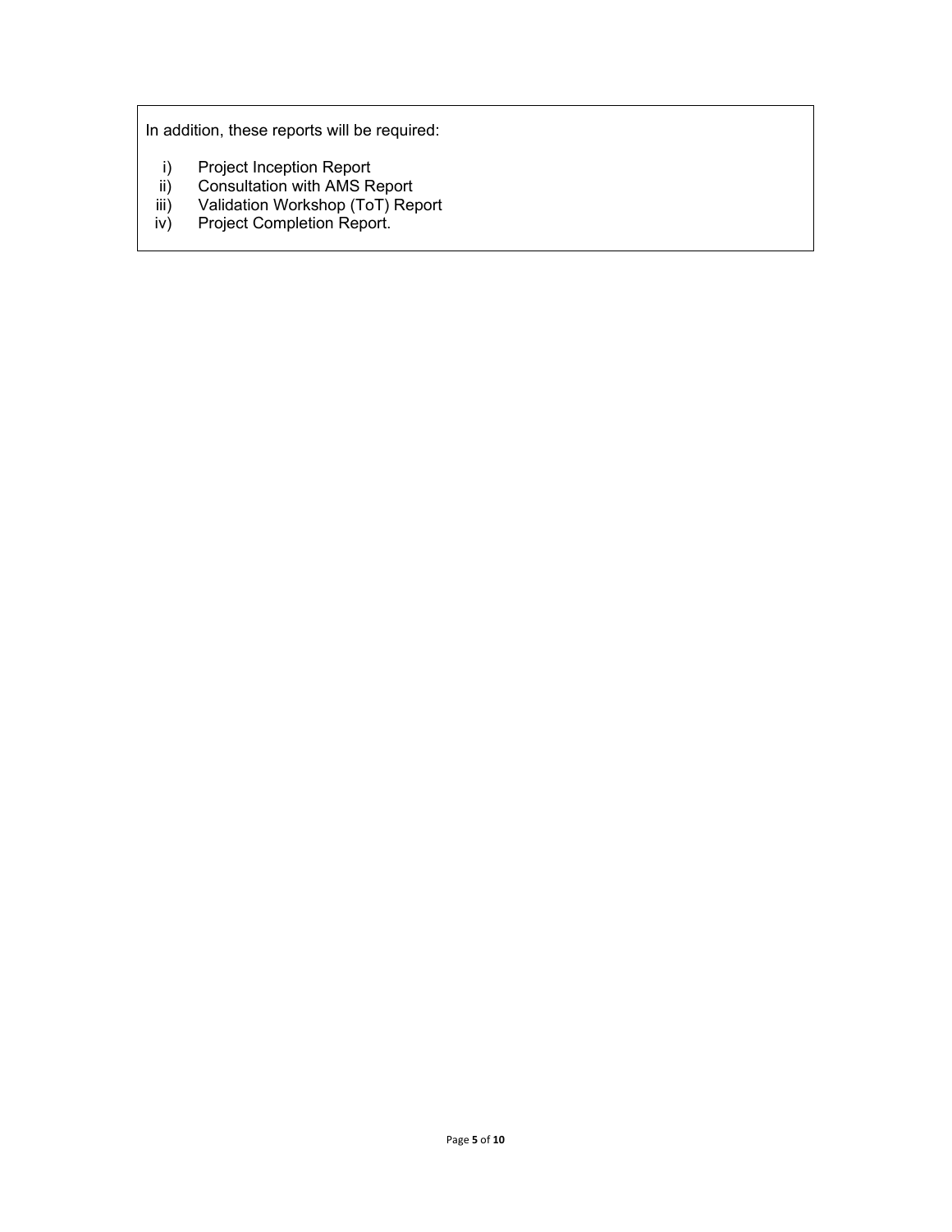In addition, these reports will be required:

i) Project Inception Report
ii) Consultation with AMS Report
iii) Validation Workshop (ToT) Report
iv) Project Completion Report.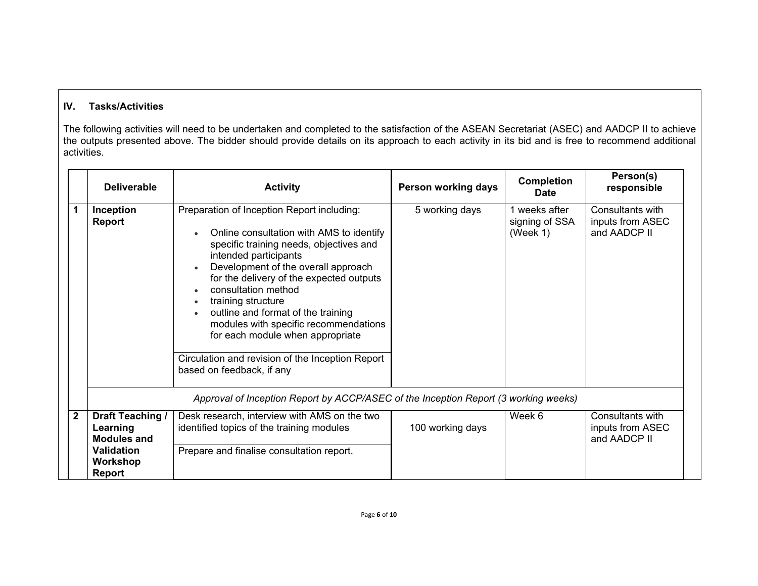## IV. Tasks/Activities

The following activities will need to be undertaken and completed to the satisfaction of the ASEAN Secretariat (ASEC) and AADCP II to achieve the outputs presented above. The bidder should provide details on its approach to each activity in its bid and is free to recommend additional activities.

| | Deliverable | Activity | Person working days | Completion Date | Person(s) responsible |
|---|---|---|---|---|---|
| 1 | **Inception Report** | Preparation of Inception Report including:<br>• Online consultation with AMS to identify specific training needs, objectives and intended participants<br>• Development of the overall approach for the delivery of the expected outputs<br>• consultation method<br>• training structure<br>• outline and format of the training modules with specific recommendations for each module when appropriate | 5 working days | 1 weeks after signing of SSA (Week 1) | Consultants with inputs from ASEC and AADCP II |
| | | Circulation and revision of the Inception Report based on feedback, if any | | | |
| | *Approval of Inception Report by ACCP/ASEC of the Inception Report (3 working weeks)* | | | | |
| 2 | **Draft Teaching / Learning Modules and Validation Workshop Report** | Desk research, interview with AMS on the two identified topics of the training modules | 100 working days | Week 6 | Consultants with inputs from ASEC and AADCP II |
| | | Prepare and finalise consultation report. | | | |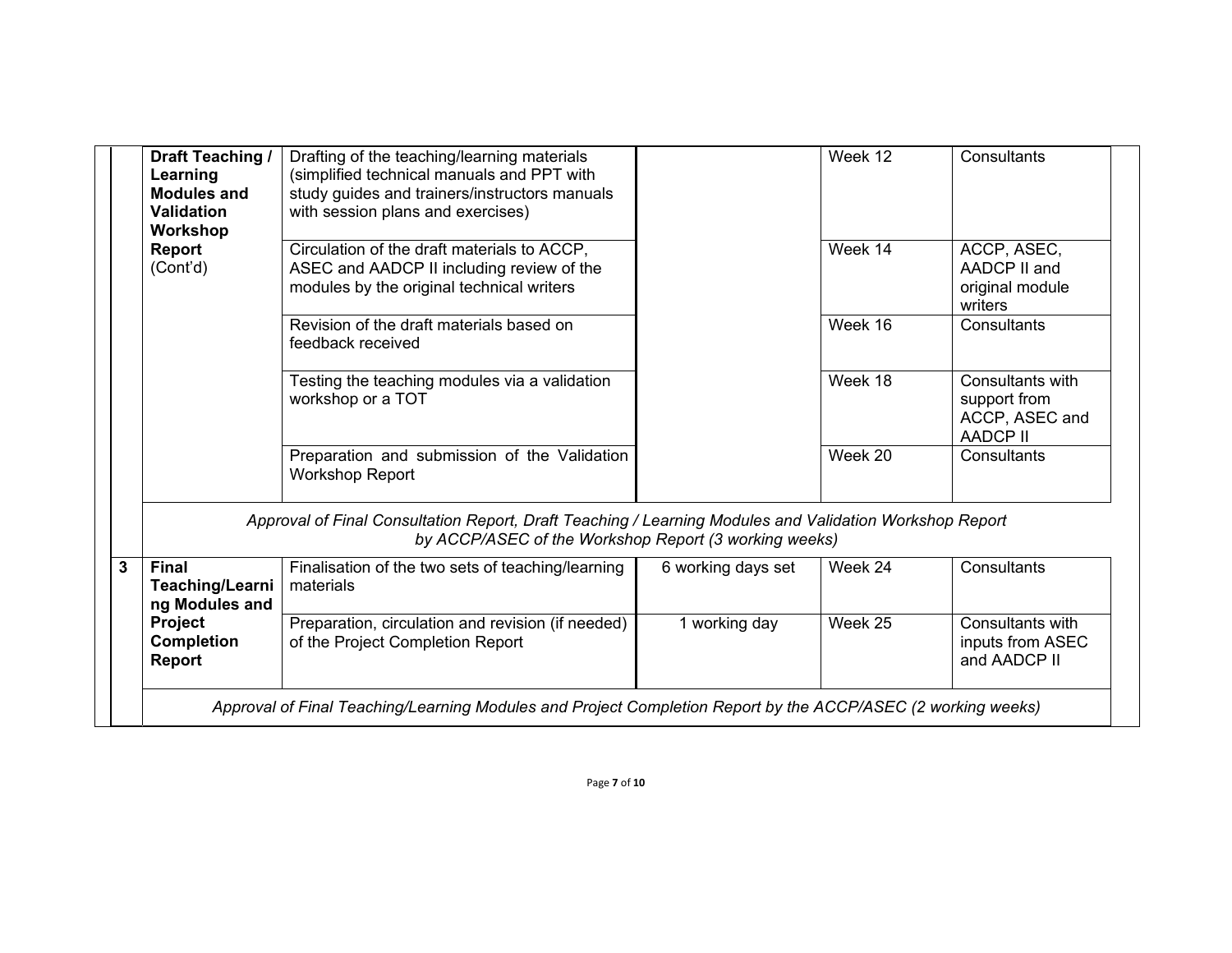| | | | | | |
|---|---|---|---|---|---|
| | **Draft Teaching / Learning Modules and Validation Workshop Report** (Cont'd) | Drafting of the teaching/learning materials (simplified technical manuals and PPT with study guides and trainers/instructors manuals with session plans and exercises) | | Week 12 | Consultants |
| | | Circulation of the draft materials to ACCP, ASEC and AADCP II including review of the modules by the original technical writers | | Week 14 | ACCP, ASEC, AADCP II and original module writers |
| | | Revision of the draft materials based on feedback received | | Week 16 | Consultants |
| | | Testing the teaching modules via a validation workshop or a TOT | | Week 18 | Consultants with support from ACCP, ASEC and AADCP II |
| | | Preparation and submission of the Validation Workshop Report | | Week 20 | Consultants |
| | *Approval of Final Consultation Report, Draft Teaching / Learning Modules and Validation Workshop Report by ACCP/ASEC of the Workshop Report (3 working weeks)* | | | | |
| **3** | **Final Teaching/Learning Modules and Project Completion Report** | Finalisation of the two sets of teaching/learning materials | 6 working days set | Week 24 | Consultants |
| | | Preparation, circulation and revision (if needed) of the Project Completion Report | 1 working day | Week 25 | Consultants with inputs from ASEC and AADCP II |
| | *Approval of Final Teaching/Learning Modules and Project Completion Report by the ACCP/ASEC (2 working weeks)* | | | | |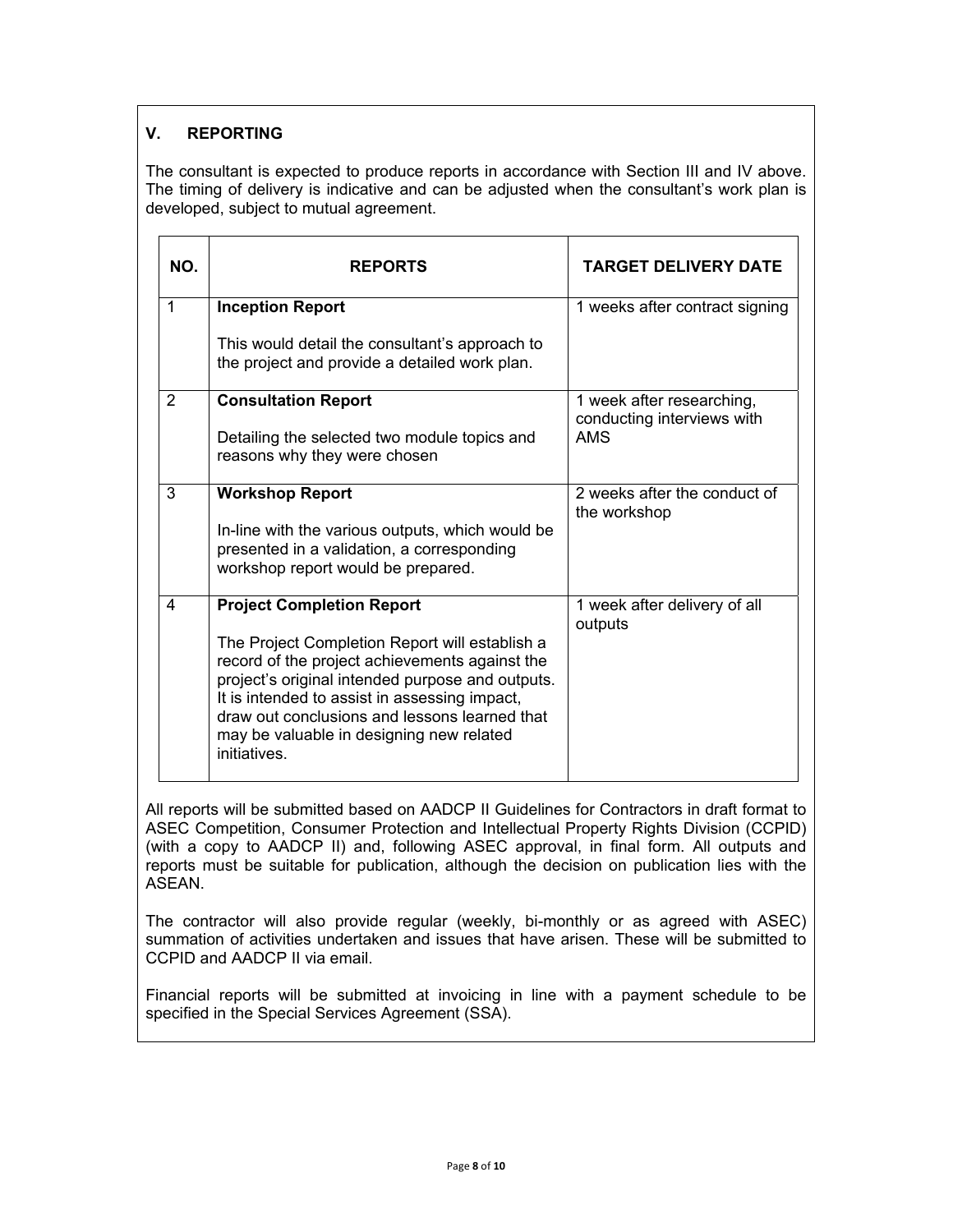## V. REPORTING

The consultant is expected to produce reports in accordance with Section III and IV above. The timing of delivery is indicative and can be adjusted when the consultant's work plan is developed, subject to mutual agreement.

| NO. | REPORTS | TARGET DELIVERY DATE |
|---|---|---|
| 1 | **Inception Report**<br><br>This would detail the consultant's approach to the project and provide a detailed work plan. | 1 weeks after contract signing |
| 2 | **Consultation Report**<br><br>Detailing the selected two module topics and reasons why they were chosen | 1 week after researching, conducting interviews with AMS |
| 3 | **Workshop Report**<br><br>In-line with the various outputs, which would be presented in a validation, a corresponding workshop report would be prepared. | 2 weeks after the conduct of the workshop |
| 4 | **Project Completion Report**<br><br>The Project Completion Report will establish a record of the project achievements against the project's original intended purpose and outputs. It is intended to assist in assessing impact, draw out conclusions and lessons learned that may be valuable in designing new related initiatives. | 1 week after delivery of all outputs |

All reports will be submitted based on AADCP II Guidelines for Contractors in draft format to ASEC Competition, Consumer Protection and Intellectual Property Rights Division (CCPID) (with a copy to AADCP II) and, following ASEC approval, in final form. All outputs and reports must be suitable for publication, although the decision on publication lies with the ASEAN.

The contractor will also provide regular (weekly, bi-monthly or as agreed with ASEC) summation of activities undertaken and issues that have arisen. These will be submitted to CCPID and AADCP II via email.

Financial reports will be submitted at invoicing in line with a payment schedule to be specified in the Special Services Agreement (SSA).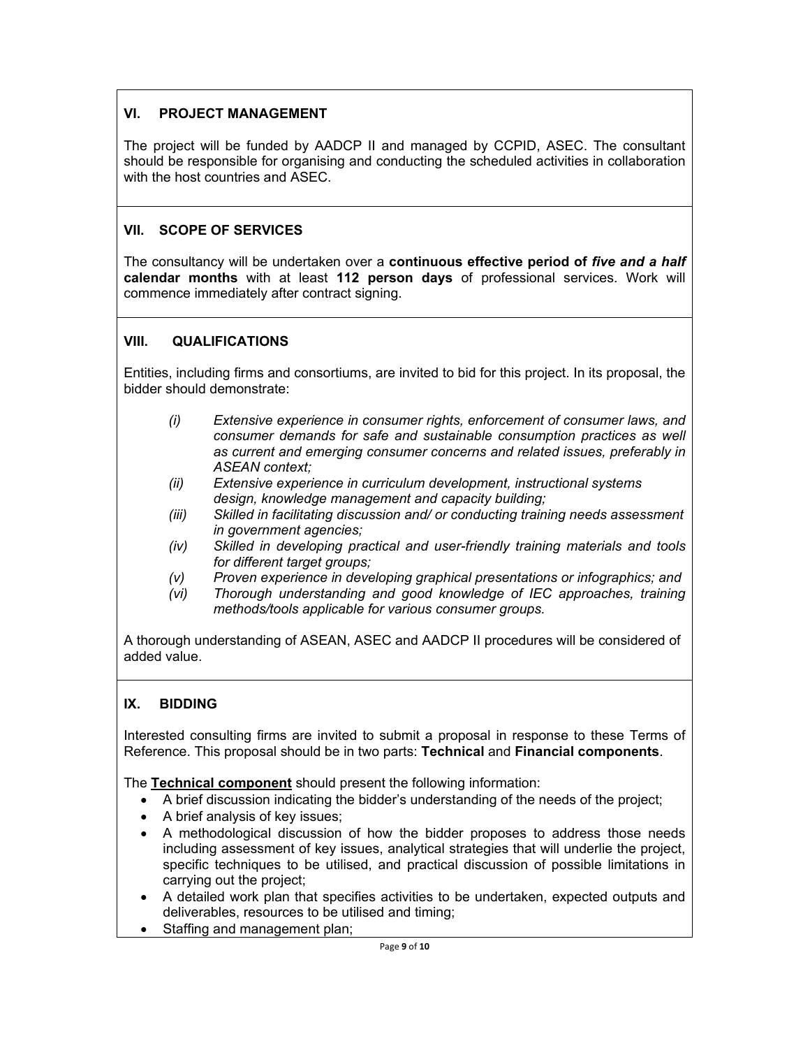## VI. PROJECT MANAGEMENT

The project will be funded by AADCP II and managed by CCPID, ASEC. The consultant should be responsible for organising and conducting the scheduled activities in collaboration with the host countries and ASEC.

## VII. SCOPE OF SERVICES

The consultancy will be undertaken over a **continuous effective period of *five and a half* calendar months** with at least **112 person days** of professional services. Work will commence immediately after contract signing.

## VIII. QUALIFICATIONS

Entities, including firms and consortiums, are invited to bid for this project. In its proposal, the bidder should demonstrate:

- *(i) Extensive experience in consumer rights, enforcement of consumer laws, and consumer demands for safe and sustainable consumption practices as well as current and emerging consumer concerns and related issues, preferably in ASEAN context;*
- *(ii) Extensive experience in curriculum development, instructional systems design, knowledge management and capacity building;*
- *(iii) Skilled in facilitating discussion and/ or conducting training needs assessment in government agencies;*
- *(iv) Skilled in developing practical and user-friendly training materials and tools for different target groups;*
- *(v) Proven experience in developing graphical presentations or infographics; and*
- *(vi) Thorough understanding and good knowledge of IEC approaches, training methods/tools applicable for various consumer groups.*

A thorough understanding of ASEAN, ASEC and AADCP II procedures will be considered of added value.

## IX. BIDDING

Interested consulting firms are invited to submit a proposal in response to these Terms of Reference. This proposal should be in two parts: **Technical** and **Financial components**.

The **Technical component** should present the following information:

- A brief discussion indicating the bidder's understanding of the needs of the project;
- A brief analysis of key issues;
- A methodological discussion of how the bidder proposes to address those needs including assessment of key issues, analytical strategies that will underlie the project, specific techniques to be utilised, and practical discussion of possible limitations in carrying out the project;
- A detailed work plan that specifies activities to be undertaken, expected outputs and deliverables, resources to be utilised and timing;
- Staffing and management plan;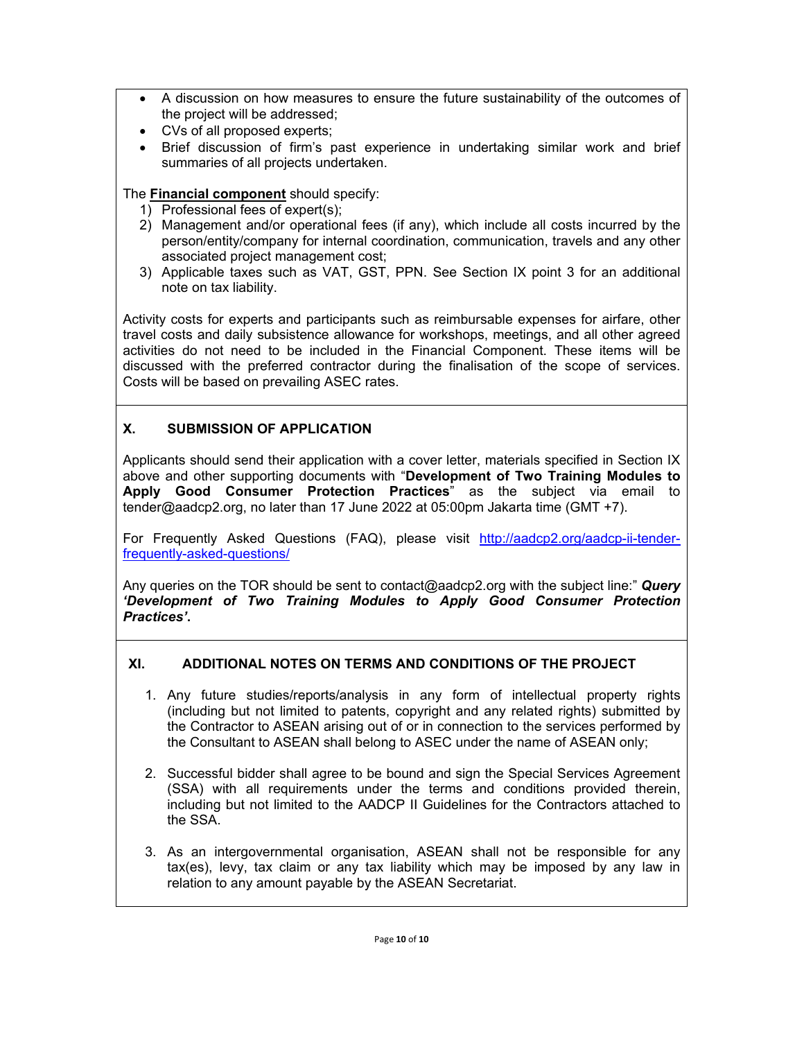- A discussion on how measures to ensure the future sustainability of the outcomes of the project will be addressed;
- CVs of all proposed experts;
- Brief discussion of firm's past experience in undertaking similar work and brief summaries of all projects undertaken.

The **Financial component** should specify:

1) Professional fees of expert(s);
2) Management and/or operational fees (if any), which include all costs incurred by the person/entity/company for internal coordination, communication, travels and any other associated project management cost;
3) Applicable taxes such as VAT, GST, PPN. See Section IX point 3 for an additional note on tax liability.

Activity costs for experts and participants such as reimbursable expenses for airfare, other travel costs and daily subsistence allowance for workshops, meetings, and all other agreed activities do not need to be included in the Financial Component. These items will be discussed with the preferred contractor during the finalisation of the scope of services. Costs will be based on prevailing ASEC rates.

## X. SUBMISSION OF APPLICATION

Applicants should send their application with a cover letter, materials specified in Section IX above and other supporting documents with "**Development of Two Training Modules to Apply Good Consumer Protection Practices**" as the subject via email to tender@aadcp2.org, no later than 17 June 2022 at 05:00pm Jakarta time (GMT +7).

For Frequently Asked Questions (FAQ), please visit [http://aadcp2.org/aadcp-ii-tender-frequently-asked-questions/](http://aadcp2.org/aadcp-ii-tender-frequently-asked-questions/)

Any queries on the TOR should be sent to contact@aadcp2.org with the subject line:" ***Query 'Development of Two Training Modules to Apply Good Consumer Protection Practices'*.**

## XI. ADDITIONAL NOTES ON TERMS AND CONDITIONS OF THE PROJECT

1. Any future studies/reports/analysis in any form of intellectual property rights (including but not limited to patents, copyright and any related rights) submitted by the Contractor to ASEAN arising out of or in connection to the services performed by the Consultant to ASEAN shall belong to ASEC under the name of ASEAN only;

2. Successful bidder shall agree to be bound and sign the Special Services Agreement (SSA) with all requirements under the terms and conditions provided therein, including but not limited to the AADCP II Guidelines for the Contractors attached to the SSA.

3. As an intergovernmental organisation, ASEAN shall not be responsible for any tax(es), levy, tax claim or any tax liability which may be imposed by any law in relation to any amount payable by the ASEAN Secretariat.